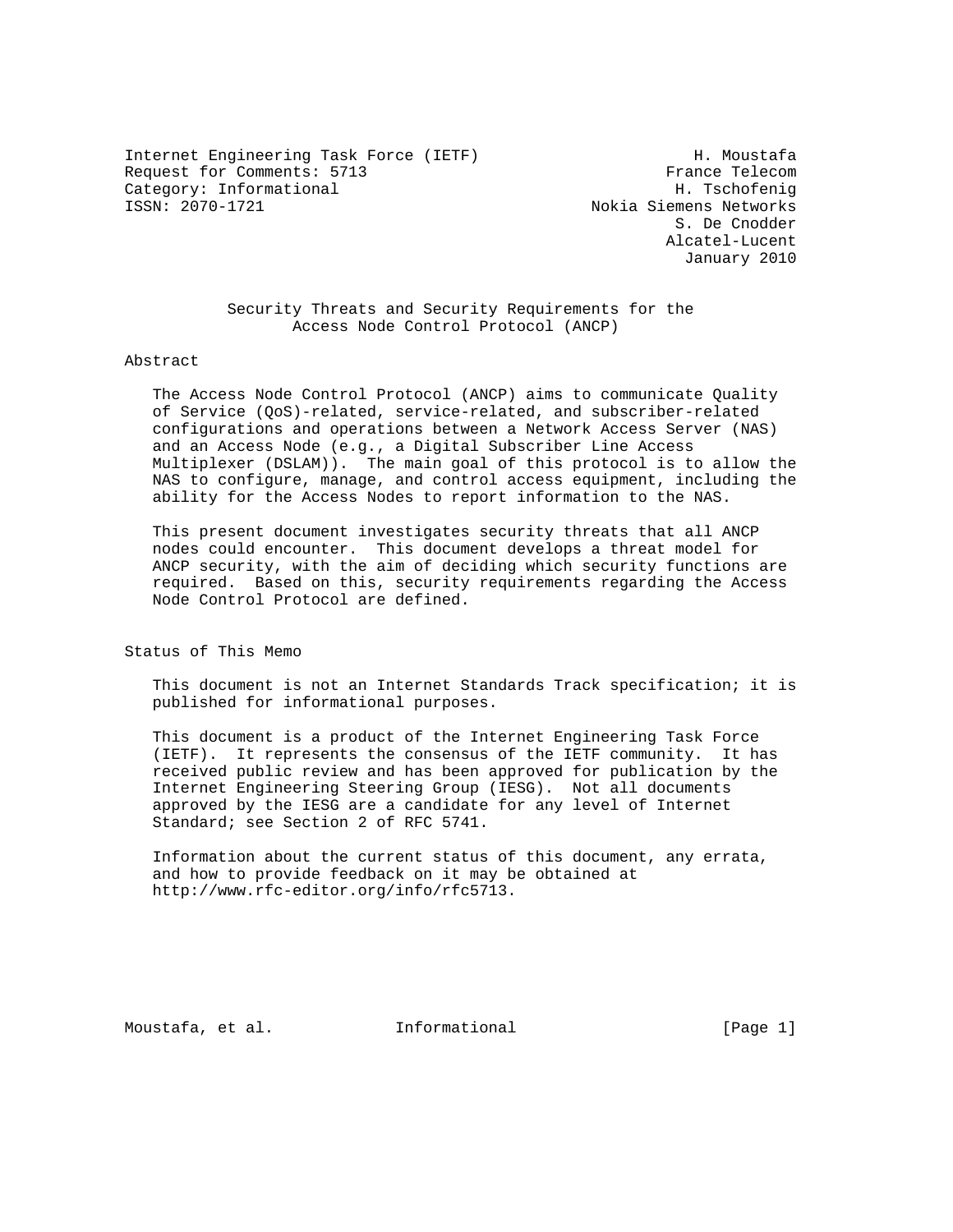Internet Engineering Task Force (IETF) H. Moustafa
Request for Comments: 5713 France Telecom
Category: Informational H. Tschofenig
ISSN: 2070-1721 Nokia Siemens Networks
S. De Cnodder
Alcatel-Lucent
January 2010

# Security Threats and Security Requirements for the Access Node Control Protocol (ANCP)

## Abstract

The Access Node Control Protocol (ANCP) aims to communicate Quality of Service (QoS)-related, service-related, and subscriber-related configurations and operations between a Network Access Server (NAS) and an Access Node (e.g., a Digital Subscriber Line Access Multiplexer (DSLAM)). The main goal of this protocol is to allow the NAS to configure, manage, and control access equipment, including the ability for the Access Nodes to report information to the NAS.

This present document investigates security threats that all ANCP nodes could encounter. This document develops a threat model for ANCP security, with the aim of deciding which security functions are required. Based on this, security requirements regarding the Access Node Control Protocol are defined.

## Status of This Memo

This document is not an Internet Standards Track specification; it is published for informational purposes.

This document is a product of the Internet Engineering Task Force (IETF). It represents the consensus of the IETF community. It has received public review and has been approved for publication by the Internet Engineering Steering Group (IESG). Not all documents approved by the IESG are a candidate for any level of Internet Standard; see Section 2 of RFC 5741.

Information about the current status of this document, any errata, and how to provide feedback on it may be obtained at http://www.rfc-editor.org/info/rfc5713.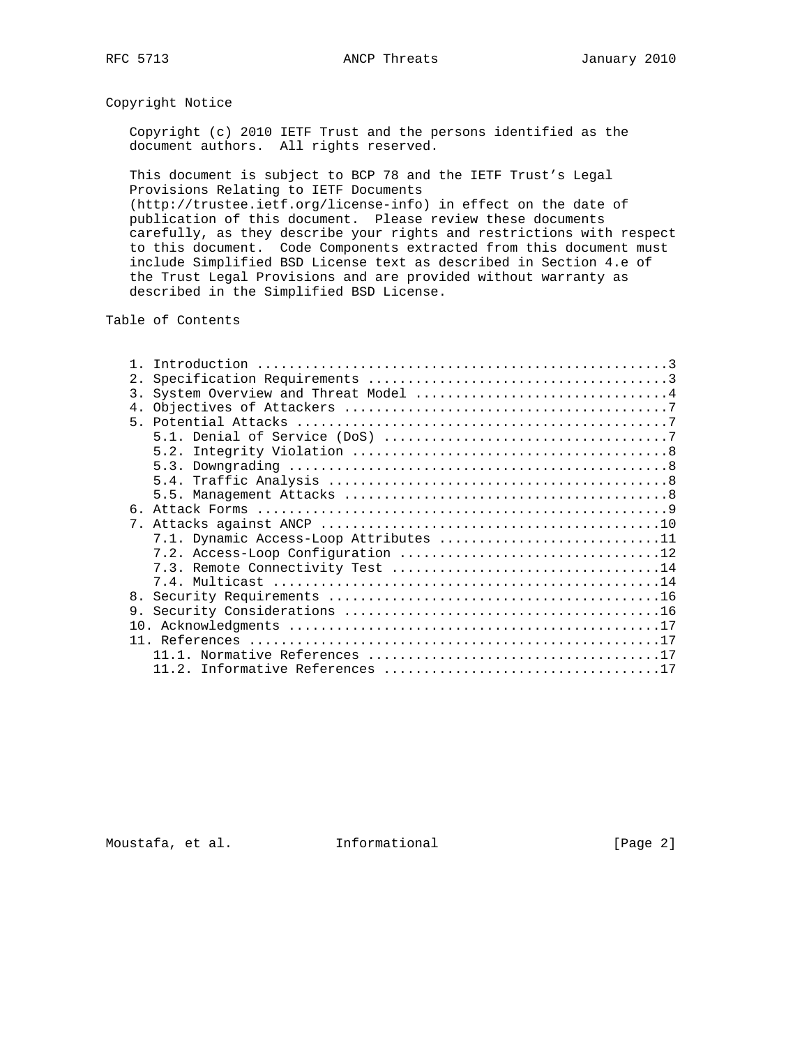## Copyright Notice

Copyright (c) 2010 IETF Trust and the persons identified as the document authors. All rights reserved.

This document is subject to BCP 78 and the IETF Trust's Legal Provisions Relating to IETF Documents (http://trustee.ietf.org/license-info) in effect on the date of publication of this document. Please review these documents carefully, as they describe your rights and restrictions with respect to this document. Code Components extracted from this document must include Simplified BSD License text as described in Section 4.e of the Trust Legal Provisions and are provided without warranty as described in the Simplified BSD License.

## Table of Contents

```
   1. Introduction ....................................................3
   2. Specification Requirements ......................................3
   3. System Overview and Threat Model ................................4
   4. Objectives of Attackers .........................................7
   5. Potential Attacks ...............................................7
      5.1. Denial of Service (DoS) ....................................7
      5.2. Integrity Violation ........................................8
      5.3. Downgrading ................................................8
      5.4. Traffic Analysis ...........................................8
      5.5. Management Attacks .........................................8
   6. Attack Forms ....................................................9
   7. Attacks against ANCP ...........................................10
      7.1. Dynamic Access-Loop Attributes ............................11
      7.2. Access-Loop Configuration .................................12
      7.3. Remote Connectivity Test ..................................14
      7.4. Multicast .................................................14
   8. Security Requirements ..........................................16
   9. Security Considerations ........................................16
   10. Acknowledgments ...............................................17
   11. References ....................................................17
      11.1. Normative References .....................................17
      11.2. Informative References ...................................17
```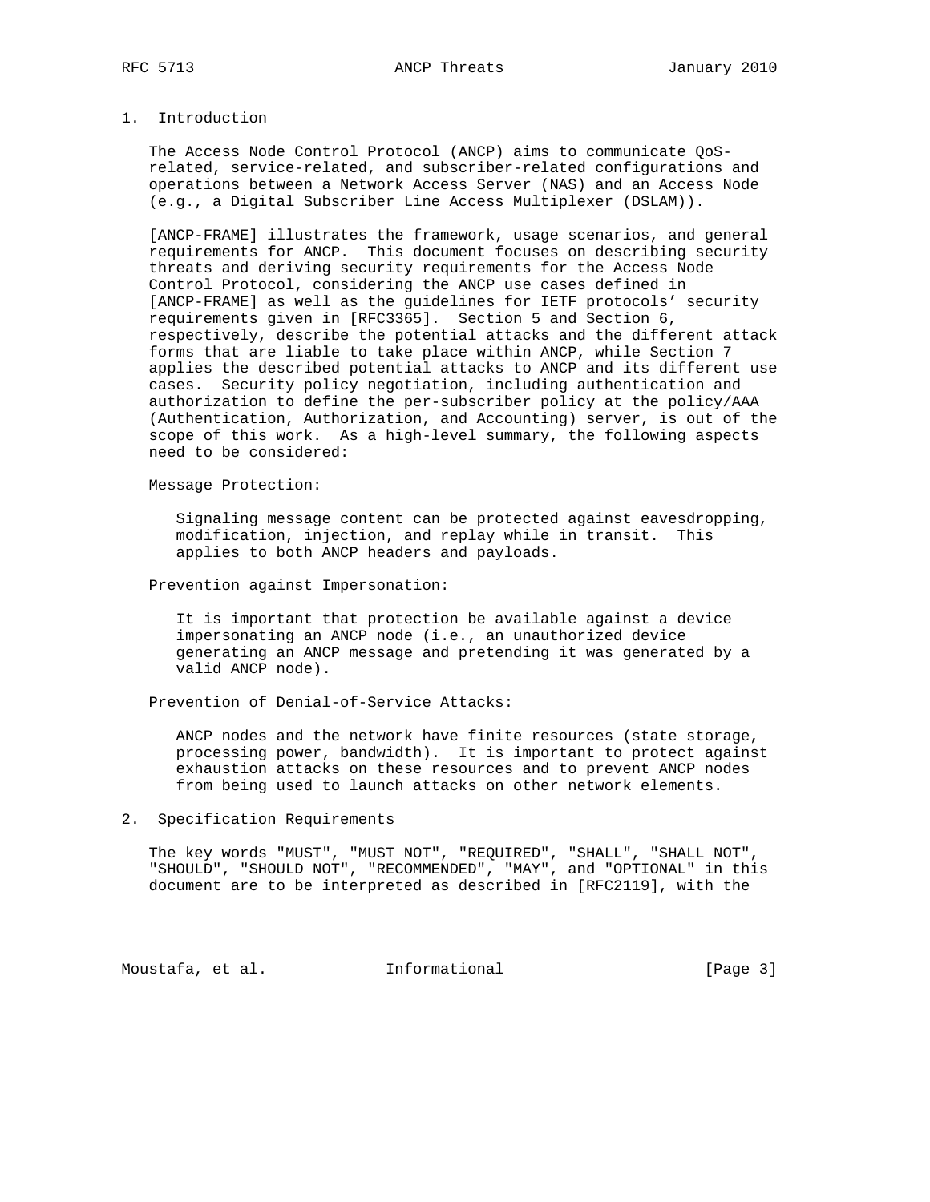## 1. Introduction

The Access Node Control Protocol (ANCP) aims to communicate QoS-related, service-related, and subscriber-related configurations and operations between a Network Access Server (NAS) and an Access Node (e.g., a Digital Subscriber Line Access Multiplexer (DSLAM)).

[ANCP-FRAME] illustrates the framework, usage scenarios, and general requirements for ANCP. This document focuses on describing security threats and deriving security requirements for the Access Node Control Protocol, considering the ANCP use cases defined in [ANCP-FRAME] as well as the guidelines for IETF protocols' security requirements given in [RFC3365]. Section 5 and Section 6, respectively, describe the potential attacks and the different attack forms that are liable to take place within ANCP, while Section 7 applies the described potential attacks to ANCP and its different use cases. Security policy negotiation, including authentication and authorization to define the per-subscriber policy at the policy/AAA (Authentication, Authorization, and Accounting) server, is out of the scope of this work. As a high-level summary, the following aspects need to be considered:

Message Protection:

> Signaling message content can be protected against eavesdropping, modification, injection, and replay while in transit. This applies to both ANCP headers and payloads.

Prevention against Impersonation:

> It is important that protection be available against a device impersonating an ANCP node (i.e., an unauthorized device generating an ANCP message and pretending it was generated by a valid ANCP node).

Prevention of Denial-of-Service Attacks:

> ANCP nodes and the network have finite resources (state storage, processing power, bandwidth). It is important to protect against exhaustion attacks on these resources and to prevent ANCP nodes from being used to launch attacks on other network elements.

## 2. Specification Requirements

The key words "MUST", "MUST NOT", "REQUIRED", "SHALL", "SHALL NOT", "SHOULD", "SHOULD NOT", "RECOMMENDED", "MAY", and "OPTIONAL" in this document are to be interpreted as described in [RFC2119], with the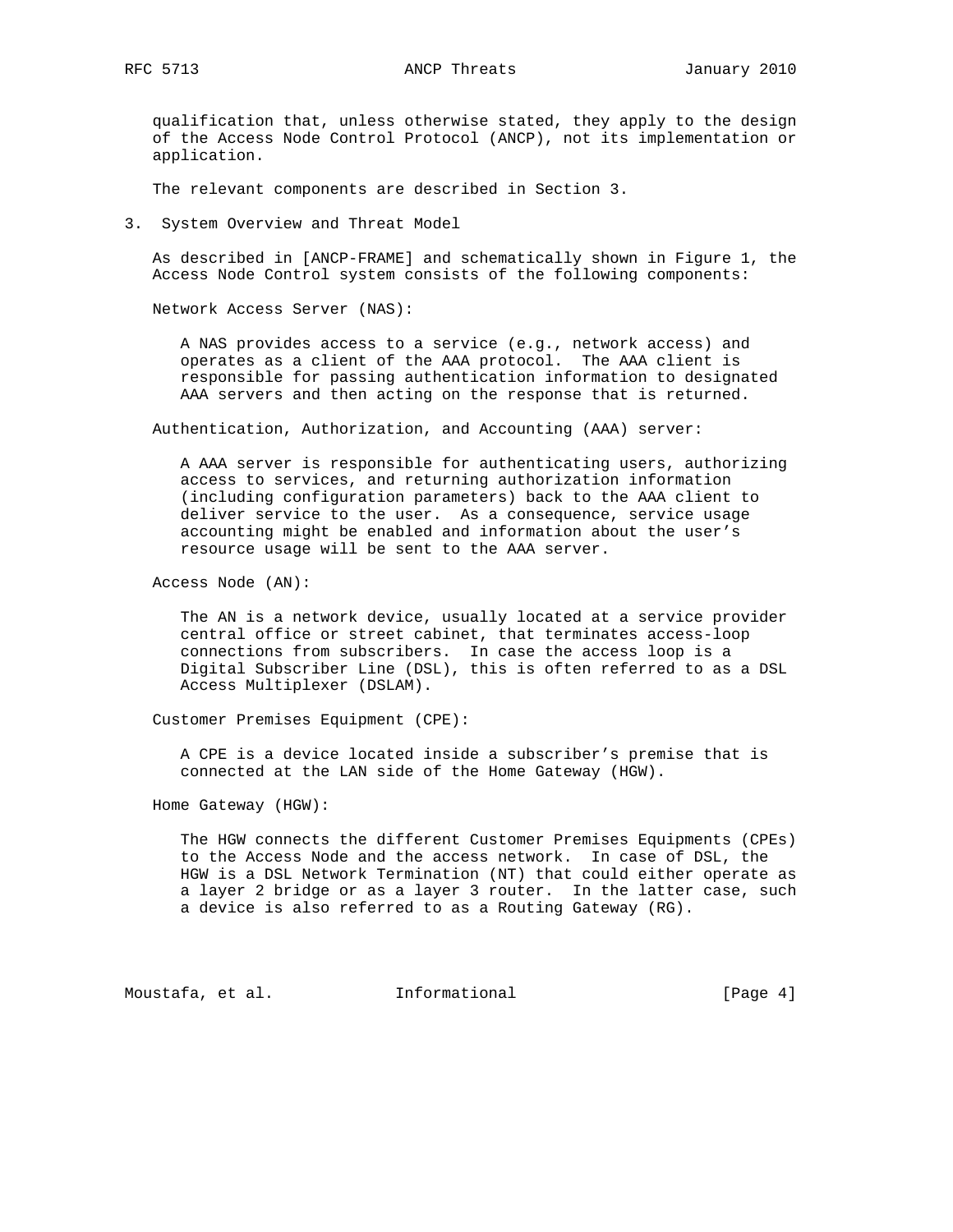qualification that, unless otherwise stated, they apply to the design of the Access Node Control Protocol (ANCP), not its implementation or application.

The relevant components are described in Section 3.

## 3. System Overview and Threat Model

As described in [ANCP-FRAME] and schematically shown in Figure 1, the Access Node Control system consists of the following components:

Network Access Server (NAS):

A NAS provides access to a service (e.g., network access) and operates as a client of the AAA protocol. The AAA client is responsible for passing authentication information to designated AAA servers and then acting on the response that is returned.

Authentication, Authorization, and Accounting (AAA) server:

A AAA server is responsible for authenticating users, authorizing access to services, and returning authorization information (including configuration parameters) back to the AAA client to deliver service to the user. As a consequence, service usage accounting might be enabled and information about the user's resource usage will be sent to the AAA server.

Access Node (AN):

The AN is a network device, usually located at a service provider central office or street cabinet, that terminates access-loop connections from subscribers. In case the access loop is a Digital Subscriber Line (DSL), this is often referred to as a DSL Access Multiplexer (DSLAM).

Customer Premises Equipment (CPE):

A CPE is a device located inside a subscriber's premise that is connected at the LAN side of the Home Gateway (HGW).

Home Gateway (HGW):

The HGW connects the different Customer Premises Equipments (CPEs) to the Access Node and the access network. In case of DSL, the HGW is a DSL Network Termination (NT) that could either operate as a layer 2 bridge or as a layer 3 router. In the latter case, such a device is also referred to as a Routing Gateway (RG).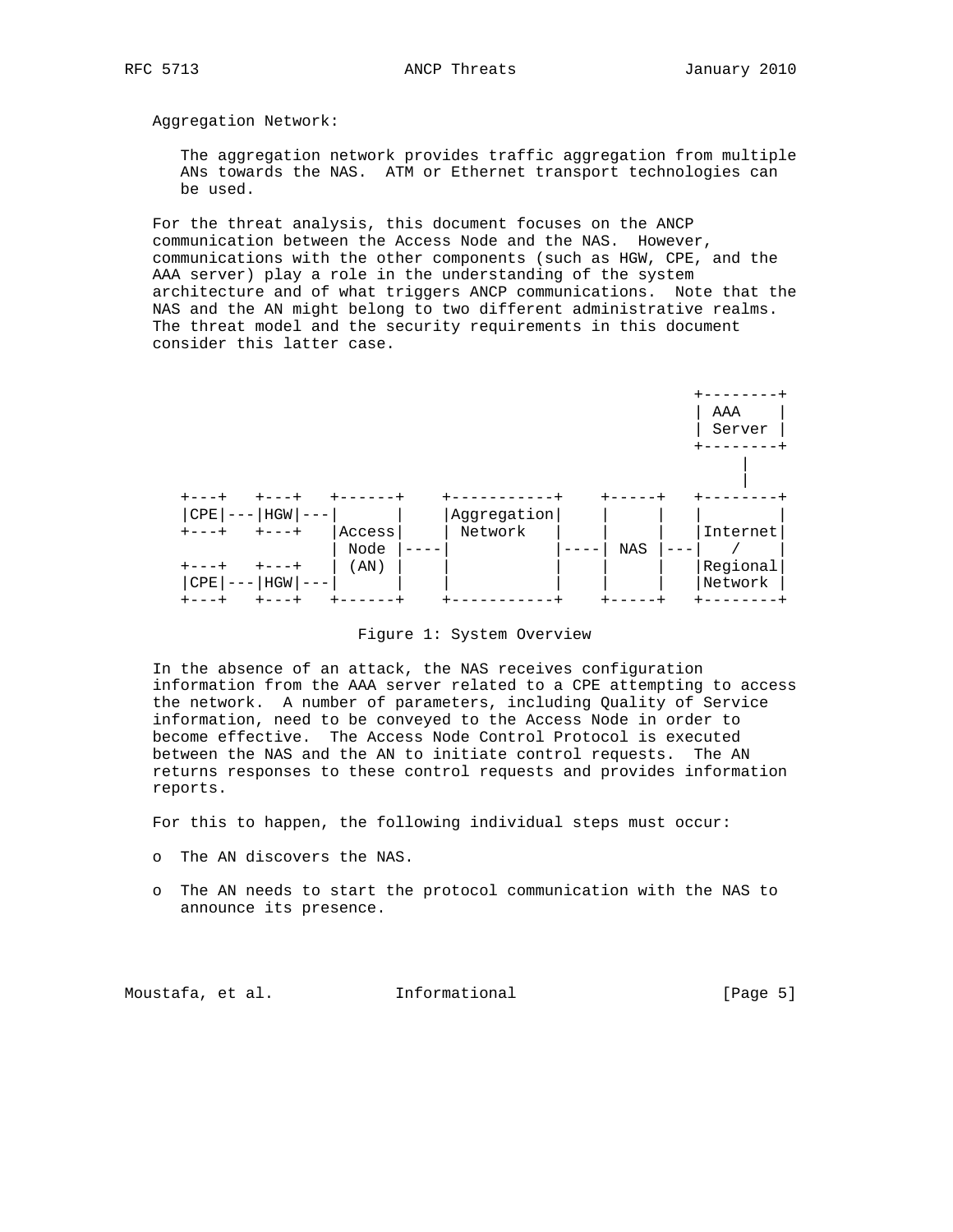Aggregation Network:

The aggregation network provides traffic aggregation from multiple ANs towards the NAS. ATM or Ethernet transport technologies can be used.

For the threat analysis, this document focuses on the ANCP communication between the Access Node and the NAS. However, communications with the other components (such as HGW, CPE, and the AAA server) play a role in the understanding of the system architecture and of what triggers ANCP communications. Note that the NAS and the AN might belong to two different administrative realms. The threat model and the security requirements in this document consider this latter case.

```
                                                    +--------+
                                                    | AAA    |
                                                    | Server |
                                                    +--------+
                                                         |
                                                         |
 +---+   +---+   +------+    +-----------+    +-----+   +--------+
 |CPE|---|HGW|---|      |    |Aggregation|    |     |   |        |
 +---+   +---+   |Access|    | Network   |    |     |   |Internet|
                 | Node |----|           |----| NAS |---|   /    |
 +---+   +---+   | (AN) |    |           |    |     |   |Regional|
 |CPE|---|HGW|---|      |    |           |    |     |   |Network |
 +---+   +---+   +------+    +-----------+    +-----+   +--------+
```

Figure 1: System Overview

In the absence of an attack, the NAS receives configuration information from the AAA server related to a CPE attempting to access the network. A number of parameters, including Quality of Service information, need to be conveyed to the Access Node in order to become effective. The Access Node Control Protocol is executed between the NAS and the AN to initiate control requests. The AN returns responses to these control requests and provides information reports.

For this to happen, the following individual steps must occur:

- The AN discovers the NAS.
- The AN needs to start the protocol communication with the NAS to announce its presence.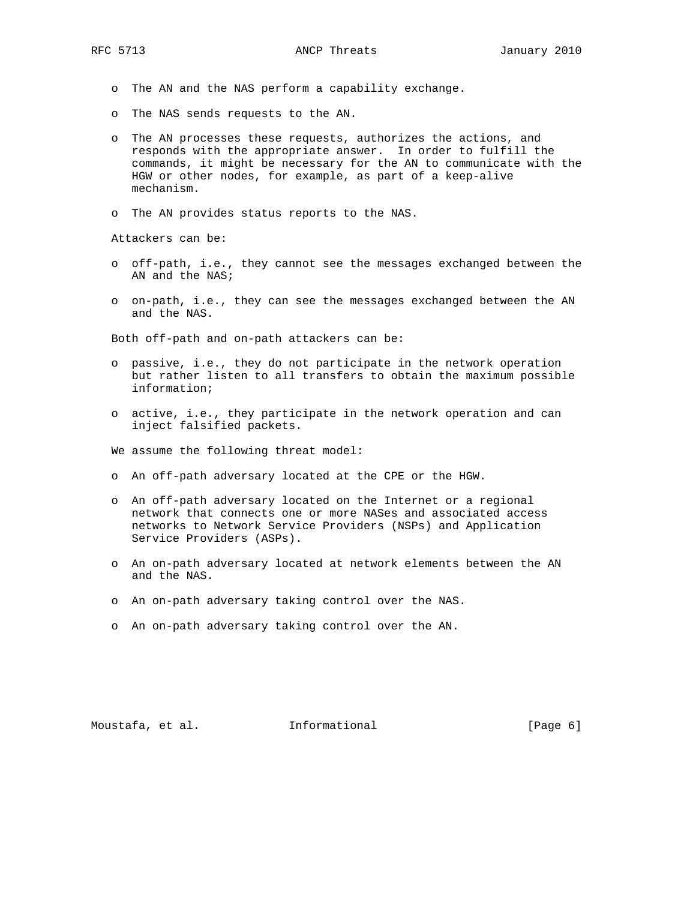- The AN and the NAS perform a capability exchange.
- The NAS sends requests to the AN.
- The AN processes these requests, authorizes the actions, and responds with the appropriate answer. In order to fulfill the commands, it might be necessary for the AN to communicate with the HGW or other nodes, for example, as part of a keep-alive mechanism.
- The AN provides status reports to the NAS.

Attackers can be:

- off-path, i.e., they cannot see the messages exchanged between the AN and the NAS;
- on-path, i.e., they can see the messages exchanged between the AN and the NAS.

Both off-path and on-path attackers can be:

- passive, i.e., they do not participate in the network operation but rather listen to all transfers to obtain the maximum possible information;
- active, i.e., they participate in the network operation and can inject falsified packets.

We assume the following threat model:

- An off-path adversary located at the CPE or the HGW.
- An off-path adversary located on the Internet or a regional network that connects one or more NASes and associated access networks to Network Service Providers (NSPs) and Application Service Providers (ASPs).
- An on-path adversary located at network elements between the AN and the NAS.
- An on-path adversary taking control over the NAS.
- An on-path adversary taking control over the AN.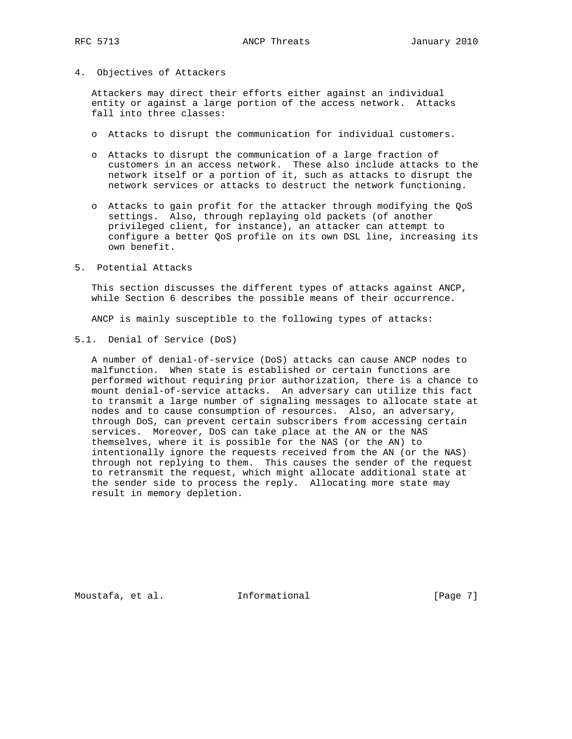## 4. Objectives of Attackers

Attackers may direct their efforts either against an individual entity or against a large portion of the access network. Attacks fall into three classes:

- Attacks to disrupt the communication for individual customers.
- Attacks to disrupt the communication of a large fraction of customers in an access network. These also include attacks to the network itself or a portion of it, such as attacks to disrupt the network services or attacks to destruct the network functioning.
- Attacks to gain profit for the attacker through modifying the QoS settings. Also, through replaying old packets (of another privileged client, for instance), an attacker can attempt to configure a better QoS profile on its own DSL line, increasing its own benefit.

## 5. Potential Attacks

This section discusses the different types of attacks against ANCP, while Section 6 describes the possible means of their occurrence.

ANCP is mainly susceptible to the following types of attacks:

### 5.1. Denial of Service (DoS)

A number of denial-of-service (DoS) attacks can cause ANCP nodes to malfunction. When state is established or certain functions are performed without requiring prior authorization, there is a chance to mount denial-of-service attacks. An adversary can utilize this fact to transmit a large number of signaling messages to allocate state at nodes and to cause consumption of resources. Also, an adversary, through DoS, can prevent certain subscribers from accessing certain services. Moreover, DoS can take place at the AN or the NAS themselves, where it is possible for the NAS (or the AN) to intentionally ignore the requests received from the AN (or the NAS) through not replying to them. This causes the sender of the request to retransmit the request, which might allocate additional state at the sender side to process the reply. Allocating more state may result in memory depletion.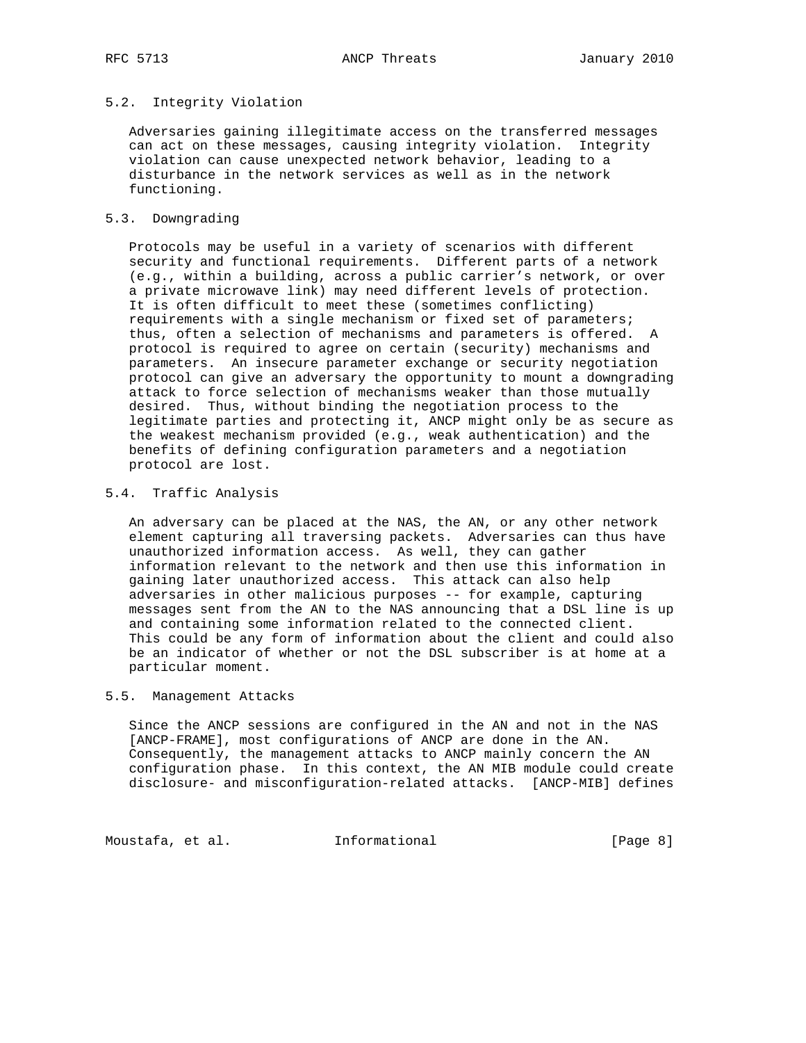### 5.2. Integrity Violation

Adversaries gaining illegitimate access on the transferred messages can act on these messages, causing integrity violation. Integrity violation can cause unexpected network behavior, leading to a disturbance in the network services as well as in the network functioning.

### 5.3. Downgrading

Protocols may be useful in a variety of scenarios with different security and functional requirements. Different parts of a network (e.g., within a building, across a public carrier's network, or over a private microwave link) may need different levels of protection. It is often difficult to meet these (sometimes conflicting) requirements with a single mechanism or fixed set of parameters; thus, often a selection of mechanisms and parameters is offered. A protocol is required to agree on certain (security) mechanisms and parameters. An insecure parameter exchange or security negotiation protocol can give an adversary the opportunity to mount a downgrading attack to force selection of mechanisms weaker than those mutually desired. Thus, without binding the negotiation process to the legitimate parties and protecting it, ANCP might only be as secure as the weakest mechanism provided (e.g., weak authentication) and the benefits of defining configuration parameters and a negotiation protocol are lost.

### 5.4. Traffic Analysis

An adversary can be placed at the NAS, the AN, or any other network element capturing all traversing packets. Adversaries can thus have unauthorized information access. As well, they can gather information relevant to the network and then use this information in gaining later unauthorized access. This attack can also help adversaries in other malicious purposes -- for example, capturing messages sent from the AN to the NAS announcing that a DSL line is up and containing some information related to the connected client. This could be any form of information about the client and could also be an indicator of whether or not the DSL subscriber is at home at a particular moment.

### 5.5. Management Attacks

Since the ANCP sessions are configured in the AN and not in the NAS [ANCP-FRAME], most configurations of ANCP are done in the AN. Consequently, the management attacks to ANCP mainly concern the AN configuration phase. In this context, the AN MIB module could create disclosure- and misconfiguration-related attacks. [ANCP-MIB] defines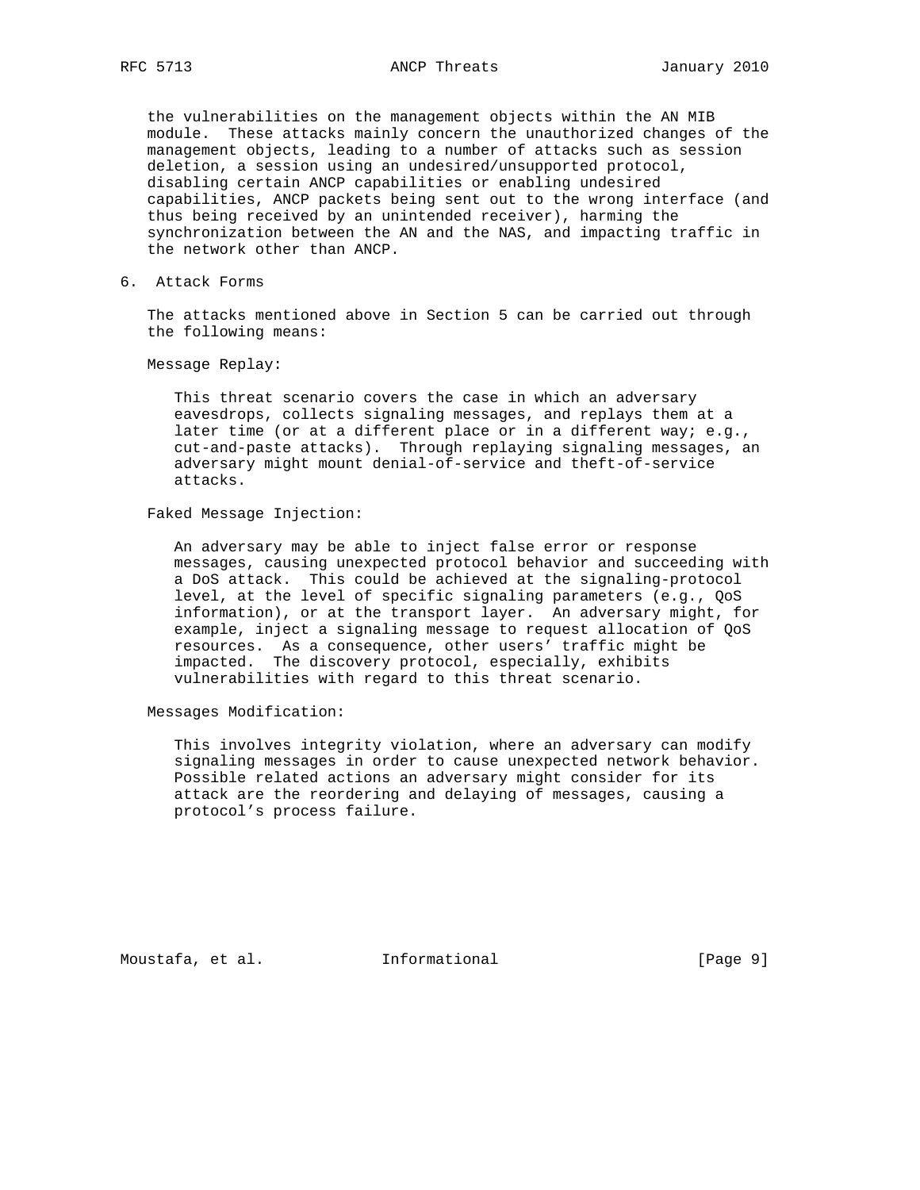the vulnerabilities on the management objects within the AN MIB module. These attacks mainly concern the unauthorized changes of the management objects, leading to a number of attacks such as session deletion, a session using an undesired/unsupported protocol, disabling certain ANCP capabilities or enabling undesired capabilities, ANCP packets being sent out to the wrong interface (and thus being received by an unintended receiver), harming the synchronization between the AN and the NAS, and impacting traffic in the network other than ANCP.

## 6. Attack Forms

The attacks mentioned above in Section 5 can be carried out through the following means:

Message Replay:

This threat scenario covers the case in which an adversary eavesdrops, collects signaling messages, and replays them at a later time (or at a different place or in a different way; e.g., cut-and-paste attacks). Through replaying signaling messages, an adversary might mount denial-of-service and theft-of-service attacks.

Faked Message Injection:

An adversary may be able to inject false error or response messages, causing unexpected protocol behavior and succeeding with a DoS attack. This could be achieved at the signaling-protocol level, at the level of specific signaling parameters (e.g., QoS information), or at the transport layer. An adversary might, for example, inject a signaling message to request allocation of QoS resources. As a consequence, other users' traffic might be impacted. The discovery protocol, especially, exhibits vulnerabilities with regard to this threat scenario.

Messages Modification:

This involves integrity violation, where an adversary can modify signaling messages in order to cause unexpected network behavior. Possible related actions an adversary might consider for its attack are the reordering and delaying of messages, causing a protocol's process failure.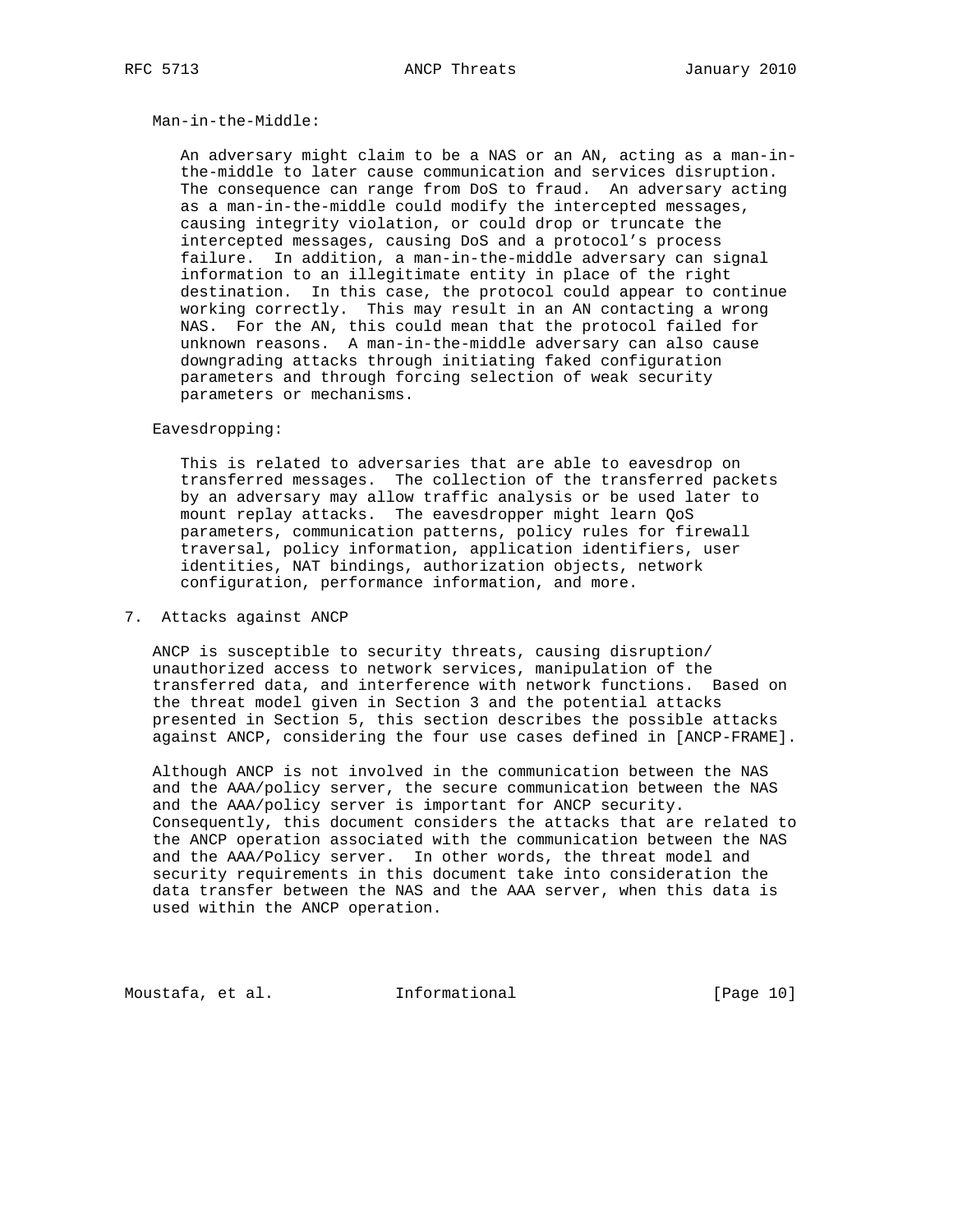Man-in-the-Middle:

An adversary might claim to be a NAS or an AN, acting as a man-in-the-middle to later cause communication and services disruption. The consequence can range from DoS to fraud. An adversary acting as a man-in-the-middle could modify the intercepted messages, causing integrity violation, or could drop or truncate the intercepted messages, causing DoS and a protocol's process failure. In addition, a man-in-the-middle adversary can signal information to an illegitimate entity in place of the right destination. In this case, the protocol could appear to continue working correctly. This may result in an AN contacting a wrong NAS. For the AN, this could mean that the protocol failed for unknown reasons. A man-in-the-middle adversary can also cause downgrading attacks through initiating faked configuration parameters and through forcing selection of weak security parameters or mechanisms.

Eavesdropping:

This is related to adversaries that are able to eavesdrop on transferred messages. The collection of the transferred packets by an adversary may allow traffic analysis or be used later to mount replay attacks. The eavesdropper might learn QoS parameters, communication patterns, policy rules for firewall traversal, policy information, application identifiers, user identities, NAT bindings, authorization objects, network configuration, performance information, and more.

## 7. Attacks against ANCP

ANCP is susceptible to security threats, causing disruption/unauthorized access to network services, manipulation of the transferred data, and interference with network functions. Based on the threat model given in Section 3 and the potential attacks presented in Section 5, this section describes the possible attacks against ANCP, considering the four use cases defined in [ANCP-FRAME].

Although ANCP is not involved in the communication between the NAS and the AAA/policy server, the secure communication between the NAS and the AAA/policy server is important for ANCP security. Consequently, this document considers the attacks that are related to the ANCP operation associated with the communication between the NAS and the AAA/Policy server. In other words, the threat model and security requirements in this document take into consideration the data transfer between the NAS and the AAA server, when this data is used within the ANCP operation.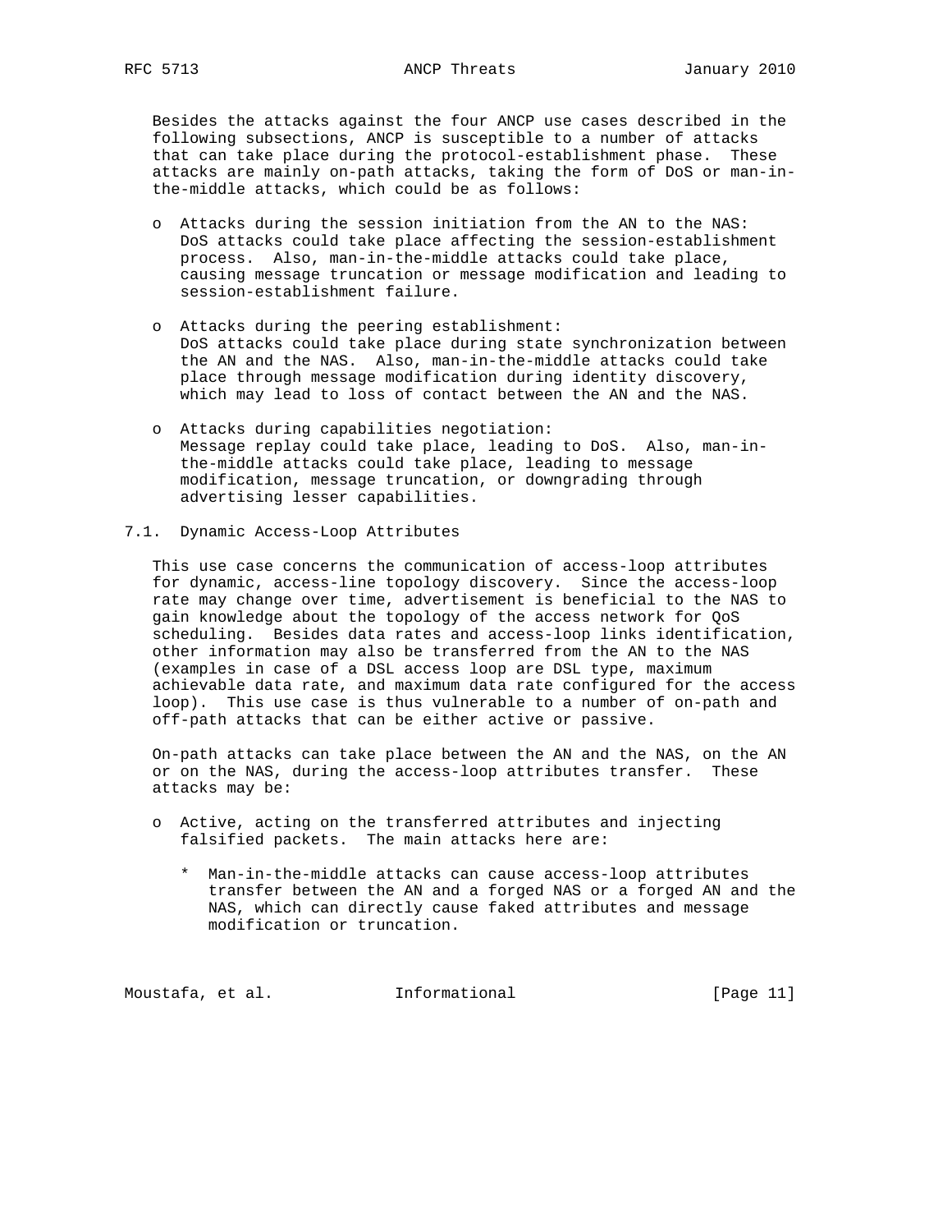Besides the attacks against the four ANCP use cases described in the following subsections, ANCP is susceptible to a number of attacks that can take place during the protocol-establishment phase. These attacks are mainly on-path attacks, taking the form of DoS or man-in-the-middle attacks, which could be as follows:

- Attacks during the session initiation from the AN to the NAS: DoS attacks could take place affecting the session-establishment process. Also, man-in-the-middle attacks could take place, causing message truncation or message modification and leading to session-establishment failure.

- Attacks during the peering establishment: DoS attacks could take place during state synchronization between the AN and the NAS. Also, man-in-the-middle attacks could take place through message modification during identity discovery, which may lead to loss of contact between the AN and the NAS.

- Attacks during capabilities negotiation: Message replay could take place, leading to DoS. Also, man-in-the-middle attacks could take place, leading to message modification, message truncation, or downgrading through advertising lesser capabilities.

## 7.1. Dynamic Access-Loop Attributes

This use case concerns the communication of access-loop attributes for dynamic, access-line topology discovery. Since the access-loop rate may change over time, advertisement is beneficial to the NAS to gain knowledge about the topology of the access network for QoS scheduling. Besides data rates and access-loop links identification, other information may also be transferred from the AN to the NAS (examples in case of a DSL access loop are DSL type, maximum achievable data rate, and maximum data rate configured for the access loop). This use case is thus vulnerable to a number of on-path and off-path attacks that can be either active or passive.

On-path attacks can take place between the AN and the NAS, on the AN or on the NAS, during the access-loop attributes transfer. These attacks may be:

- Active, acting on the transferred attributes and injecting falsified packets. The main attacks here are:

  * Man-in-the-middle attacks can cause access-loop attributes transfer between the AN and a forged NAS or a forged AN and the NAS, which can directly cause faked attributes and message modification or truncation.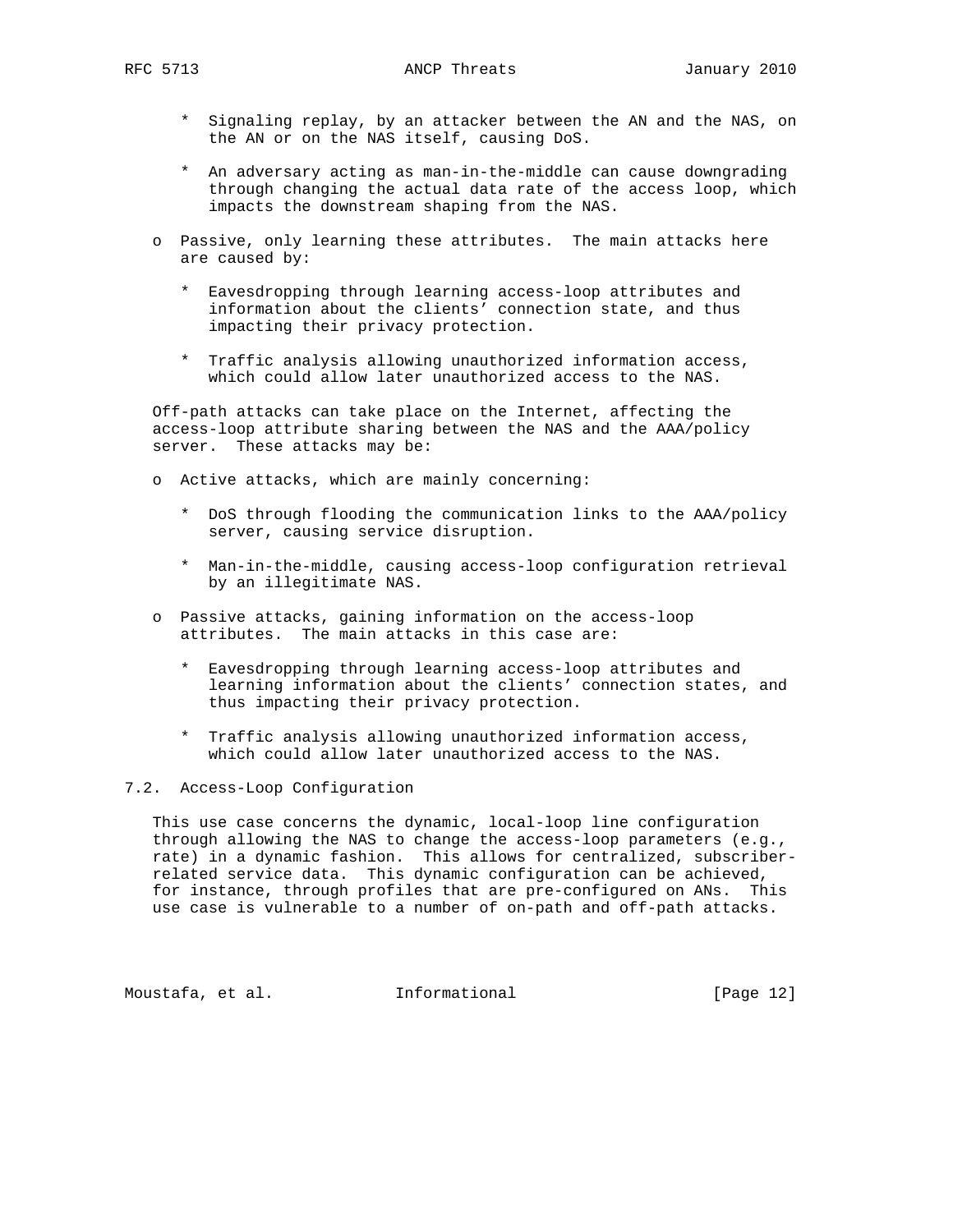* Signaling replay, by an attacker between the AN and the NAS, on the AN or on the NAS itself, causing DoS.

* An adversary acting as man-in-the-middle can cause downgrading through changing the actual data rate of the access loop, which impacts the downstream shaping from the NAS.

o Passive, only learning these attributes. The main attacks here are caused by:

* Eavesdropping through learning access-loop attributes and information about the clients' connection state, and thus impacting their privacy protection.

* Traffic analysis allowing unauthorized information access, which could allow later unauthorized access to the NAS.

Off-path attacks can take place on the Internet, affecting the access-loop attribute sharing between the NAS and the AAA/policy server. These attacks may be:

o Active attacks, which are mainly concerning:

* DoS through flooding the communication links to the AAA/policy server, causing service disruption.

* Man-in-the-middle, causing access-loop configuration retrieval by an illegitimate NAS.

o Passive attacks, gaining information on the access-loop attributes. The main attacks in this case are:

* Eavesdropping through learning access-loop attributes and learning information about the clients' connection states, and thus impacting their privacy protection.

* Traffic analysis allowing unauthorized information access, which could allow later unauthorized access to the NAS.

## 7.2. Access-Loop Configuration

This use case concerns the dynamic, local-loop line configuration through allowing the NAS to change the access-loop parameters (e.g., rate) in a dynamic fashion. This allows for centralized, subscriber-related service data. This dynamic configuration can be achieved, for instance, through profiles that are pre-configured on ANs. This use case is vulnerable to a number of on-path and off-path attacks.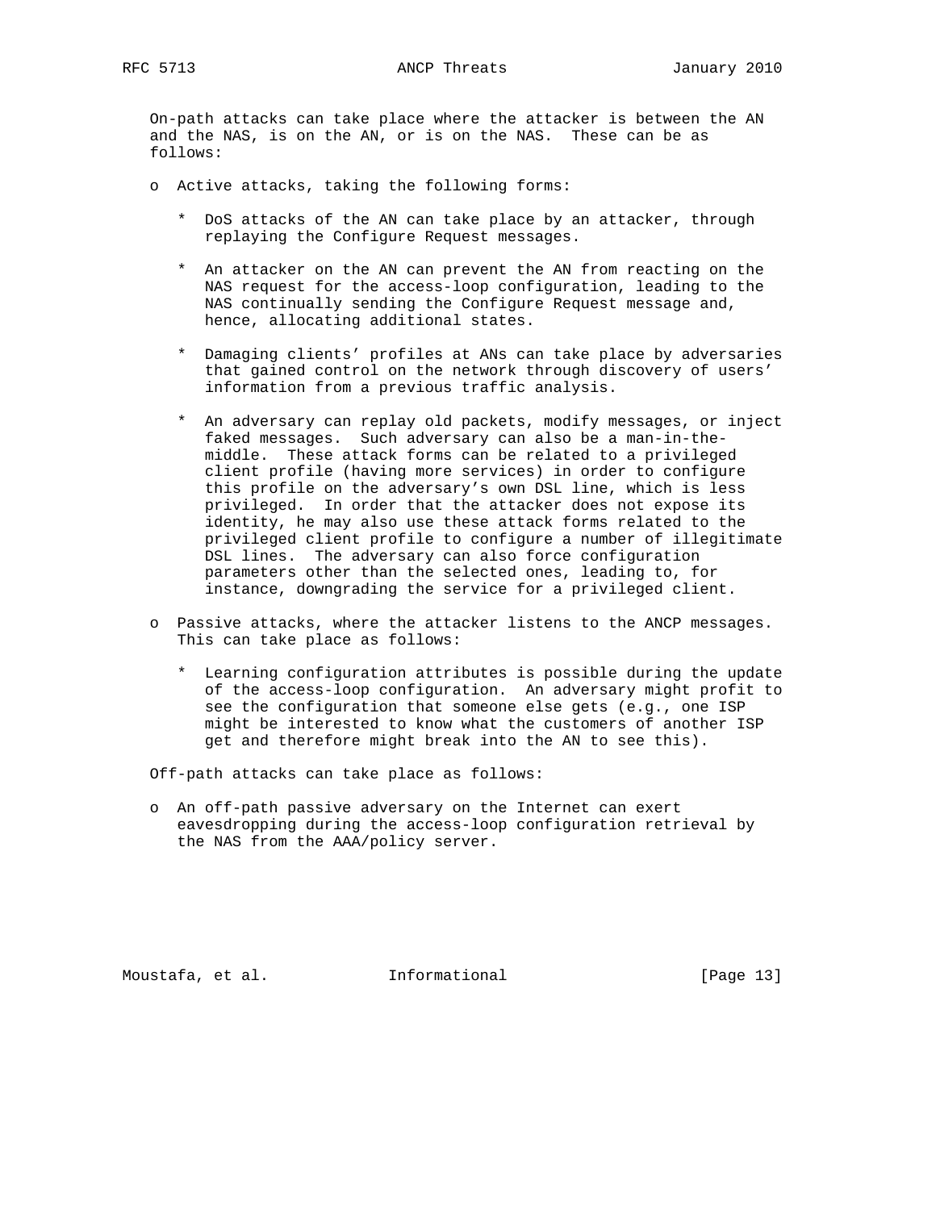On-path attacks can take place where the attacker is between the AN and the NAS, is on the AN, or is on the NAS. These can be as follows:

- Active attacks, taking the following forms:

  * DoS attacks of the AN can take place by an attacker, through replaying the Configure Request messages.

  * An attacker on the AN can prevent the AN from reacting on the NAS request for the access-loop configuration, leading to the NAS continually sending the Configure Request message and, hence, allocating additional states.

  * Damaging clients' profiles at ANs can take place by adversaries that gained control on the network through discovery of users' information from a previous traffic analysis.

  * An adversary can replay old packets, modify messages, or inject faked messages. Such adversary can also be a man-in-the-middle. These attack forms can be related to a privileged client profile (having more services) in order to configure this profile on the adversary's own DSL line, which is less privileged. In order that the attacker does not expose its identity, he may also use these attack forms related to the privileged client profile to configure a number of illegitimate DSL lines. The adversary can also force configuration parameters other than the selected ones, leading to, for instance, downgrading the service for a privileged client.

- Passive attacks, where the attacker listens to the ANCP messages. This can take place as follows:

  * Learning configuration attributes is possible during the update of the access-loop configuration. An adversary might profit to see the configuration that someone else gets (e.g., one ISP might be interested to know what the customers of another ISP get and therefore might break into the AN to see this).

Off-path attacks can take place as follows:

- An off-path passive adversary on the Internet can exert eavesdropping during the access-loop configuration retrieval by the NAS from the AAA/policy server.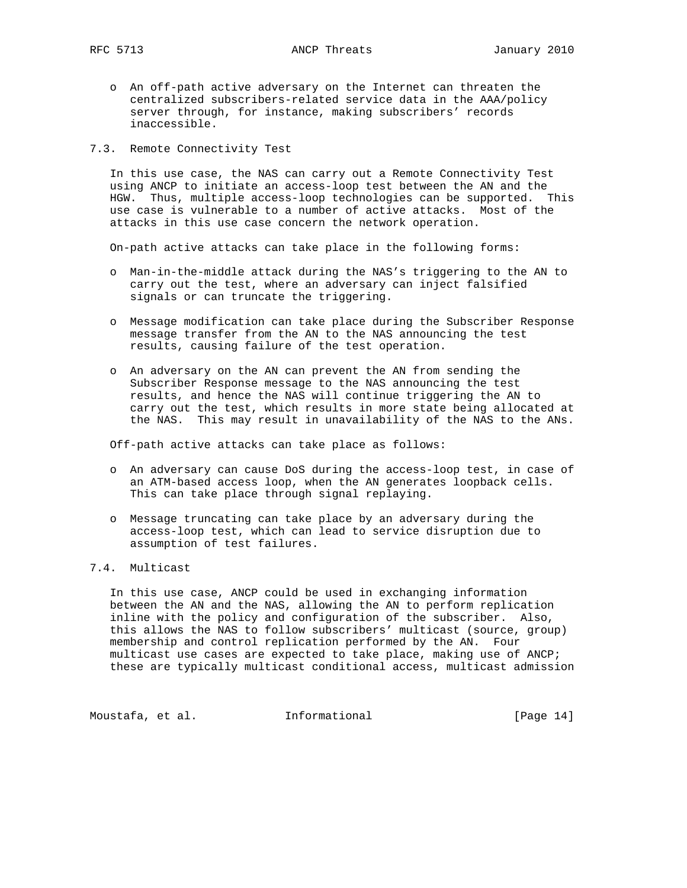- An off-path active adversary on the Internet can threaten the centralized subscribers-related service data in the AAA/policy server through, for instance, making subscribers' records inaccessible.

### 7.3. Remote Connectivity Test

In this use case, the NAS can carry out a Remote Connectivity Test using ANCP to initiate an access-loop test between the AN and the HGW. Thus, multiple access-loop technologies can be supported. This use case is vulnerable to a number of active attacks. Most of the attacks in this use case concern the network operation.

On-path active attacks can take place in the following forms:

- Man-in-the-middle attack during the NAS's triggering to the AN to carry out the test, where an adversary can inject falsified signals or can truncate the triggering.
- Message modification can take place during the Subscriber Response message transfer from the AN to the NAS announcing the test results, causing failure of the test operation.
- An adversary on the AN can prevent the AN from sending the Subscriber Response message to the NAS announcing the test results, and hence the NAS will continue triggering the AN to carry out the test, which results in more state being allocated at the NAS. This may result in unavailability of the NAS to the ANs.

Off-path active attacks can take place as follows:

- An adversary can cause DoS during the access-loop test, in case of an ATM-based access loop, when the AN generates loopback cells. This can take place through signal replaying.
- Message truncating can take place by an adversary during the access-loop test, which can lead to service disruption due to assumption of test failures.

### 7.4. Multicast

In this use case, ANCP could be used in exchanging information between the AN and the NAS, allowing the AN to perform replication inline with the policy and configuration of the subscriber. Also, this allows the NAS to follow subscribers' multicast (source, group) membership and control replication performed by the AN. Four multicast use cases are expected to take place, making use of ANCP; these are typically multicast conditional access, multicast admission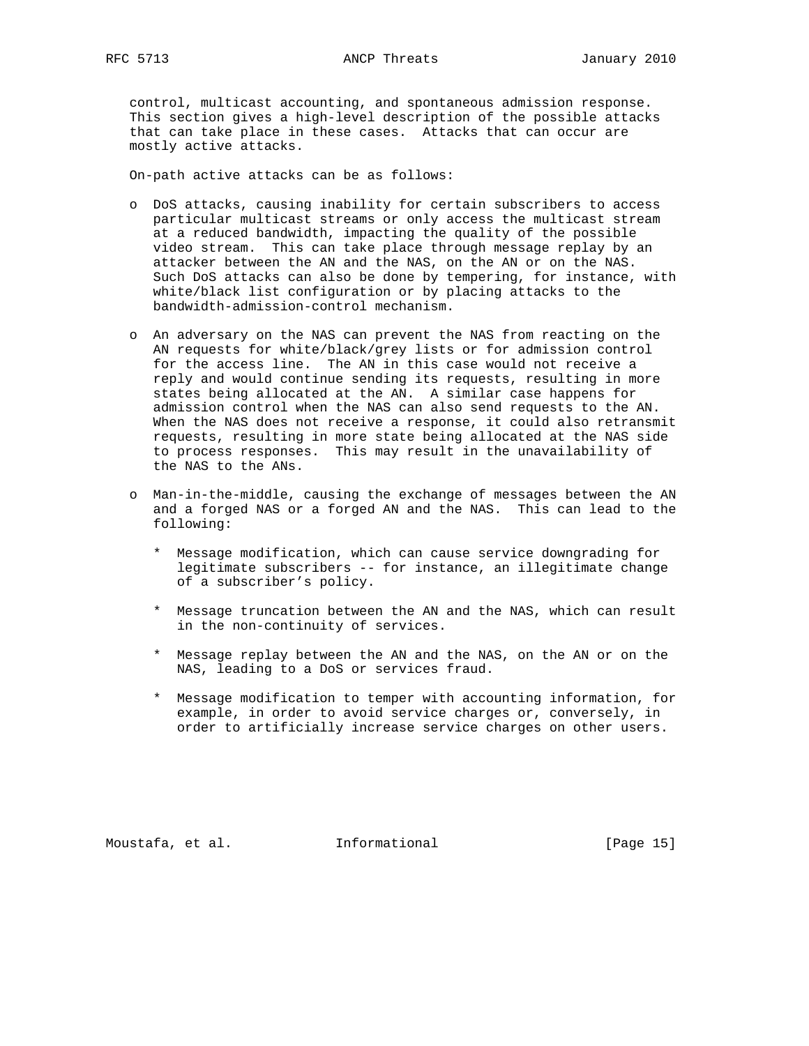control, multicast accounting, and spontaneous admission response. This section gives a high-level description of the possible attacks that can take place in these cases. Attacks that can occur are mostly active attacks.

On-path active attacks can be as follows:

- DoS attacks, causing inability for certain subscribers to access particular multicast streams or only access the multicast stream at a reduced bandwidth, impacting the quality of the possible video stream. This can take place through message replay by an attacker between the AN and the NAS, on the AN or on the NAS. Such DoS attacks can also be done by tempering, for instance, with white/black list configuration or by placing attacks to the bandwidth-admission-control mechanism.

- An adversary on the NAS can prevent the NAS from reacting on the AN requests for white/black/grey lists or for admission control for the access line. The AN in this case would not receive a reply and would continue sending its requests, resulting in more states being allocated at the AN. A similar case happens for admission control when the NAS can also send requests to the AN. When the NAS does not receive a response, it could also retransmit requests, resulting in more state being allocated at the NAS side to process responses. This may result in the unavailability of the NAS to the ANs.

- Man-in-the-middle, causing the exchange of messages between the AN and a forged NAS or a forged AN and the NAS. This can lead to the following:

  - Message modification, which can cause service downgrading for legitimate subscribers -- for instance, an illegitimate change of a subscriber's policy.

  - Message truncation between the AN and the NAS, which can result in the non-continuity of services.

  - Message replay between the AN and the NAS, on the AN or on the NAS, leading to a DoS or services fraud.

  - Message modification to temper with accounting information, for example, in order to avoid service charges or, conversely, in order to artificially increase service charges on other users.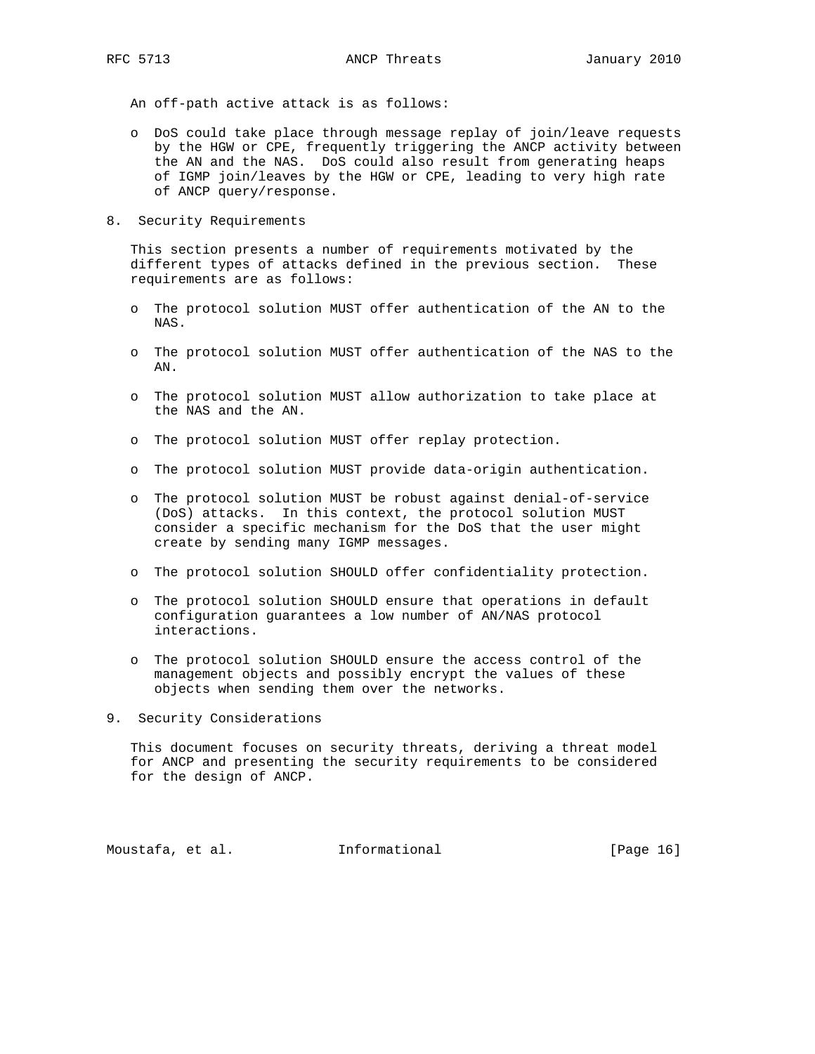An off-path active attack is as follows:

- DoS could take place through message replay of join/leave requests by the HGW or CPE, frequently triggering the ANCP activity between the AN and the NAS. DoS could also result from generating heaps of IGMP join/leaves by the HGW or CPE, leading to very high rate of ANCP query/response.

## 8. Security Requirements

This section presents a number of requirements motivated by the different types of attacks defined in the previous section. These requirements are as follows:

- The protocol solution MUST offer authentication of the AN to the NAS.
- The protocol solution MUST offer authentication of the NAS to the AN.
- The protocol solution MUST allow authorization to take place at the NAS and the AN.
- The protocol solution MUST offer replay protection.
- The protocol solution MUST provide data-origin authentication.
- The protocol solution MUST be robust against denial-of-service (DoS) attacks. In this context, the protocol solution MUST consider a specific mechanism for the DoS that the user might create by sending many IGMP messages.
- The protocol solution SHOULD offer confidentiality protection.
- The protocol solution SHOULD ensure that operations in default configuration guarantees a low number of AN/NAS protocol interactions.
- The protocol solution SHOULD ensure the access control of the management objects and possibly encrypt the values of these objects when sending them over the networks.

## 9. Security Considerations

This document focuses on security threats, deriving a threat model for ANCP and presenting the security requirements to be considered for the design of ANCP.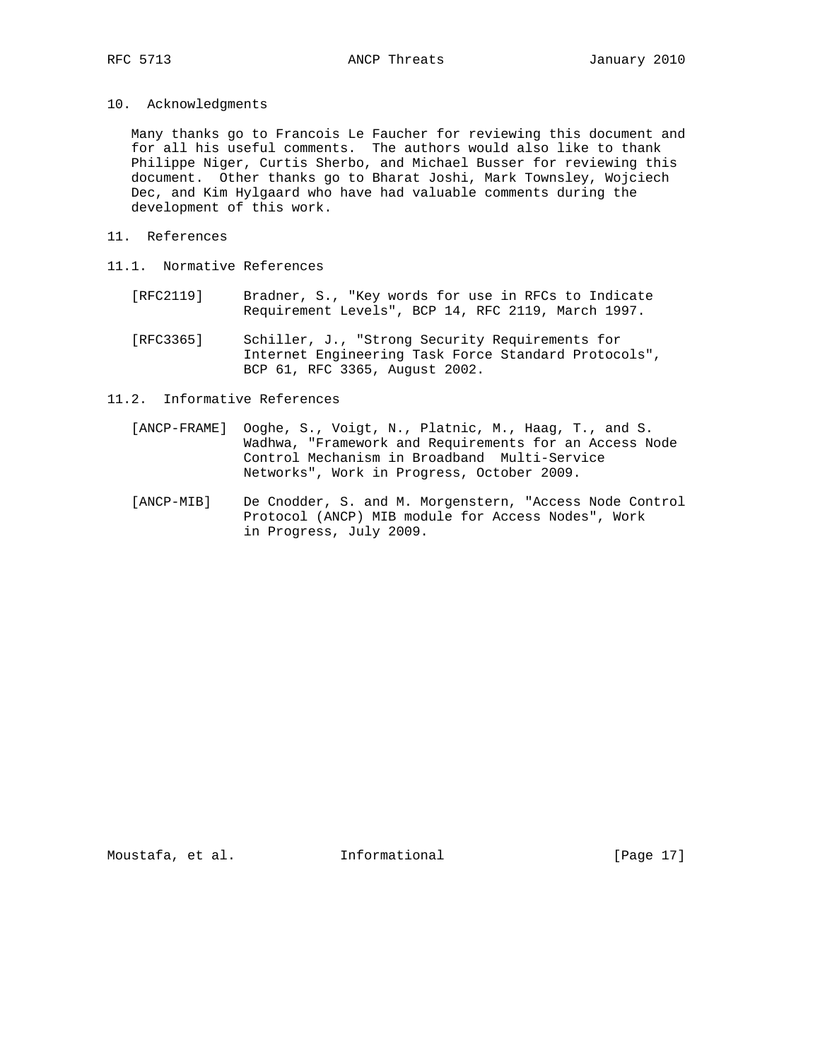## 10. Acknowledgments

Many thanks go to Francois Le Faucher for reviewing this document and for all his useful comments. The authors would also like to thank Philippe Niger, Curtis Sherbo, and Michael Busser for reviewing this document. Other thanks go to Bharat Joshi, Mark Townsley, Wojciech Dec, and Kim Hylgaard who have had valuable comments during the development of this work.

## 11. References

### 11.1. Normative References

[RFC2119] Bradner, S., "Key words for use in RFCs to Indicate Requirement Levels", BCP 14, RFC 2119, March 1997.

[RFC3365] Schiller, J., "Strong Security Requirements for Internet Engineering Task Force Standard Protocols", BCP 61, RFC 3365, August 2002.

### 11.2. Informative References

[ANCP-FRAME] Ooghe, S., Voigt, N., Platnic, M., Haag, T., and S. Wadhwa, "Framework and Requirements for an Access Node Control Mechanism in Broadband Multi-Service Networks", Work in Progress, October 2009.

[ANCP-MIB] De Cnodder, S. and M. Morgenstern, "Access Node Control Protocol (ANCP) MIB module for Access Nodes", Work in Progress, July 2009.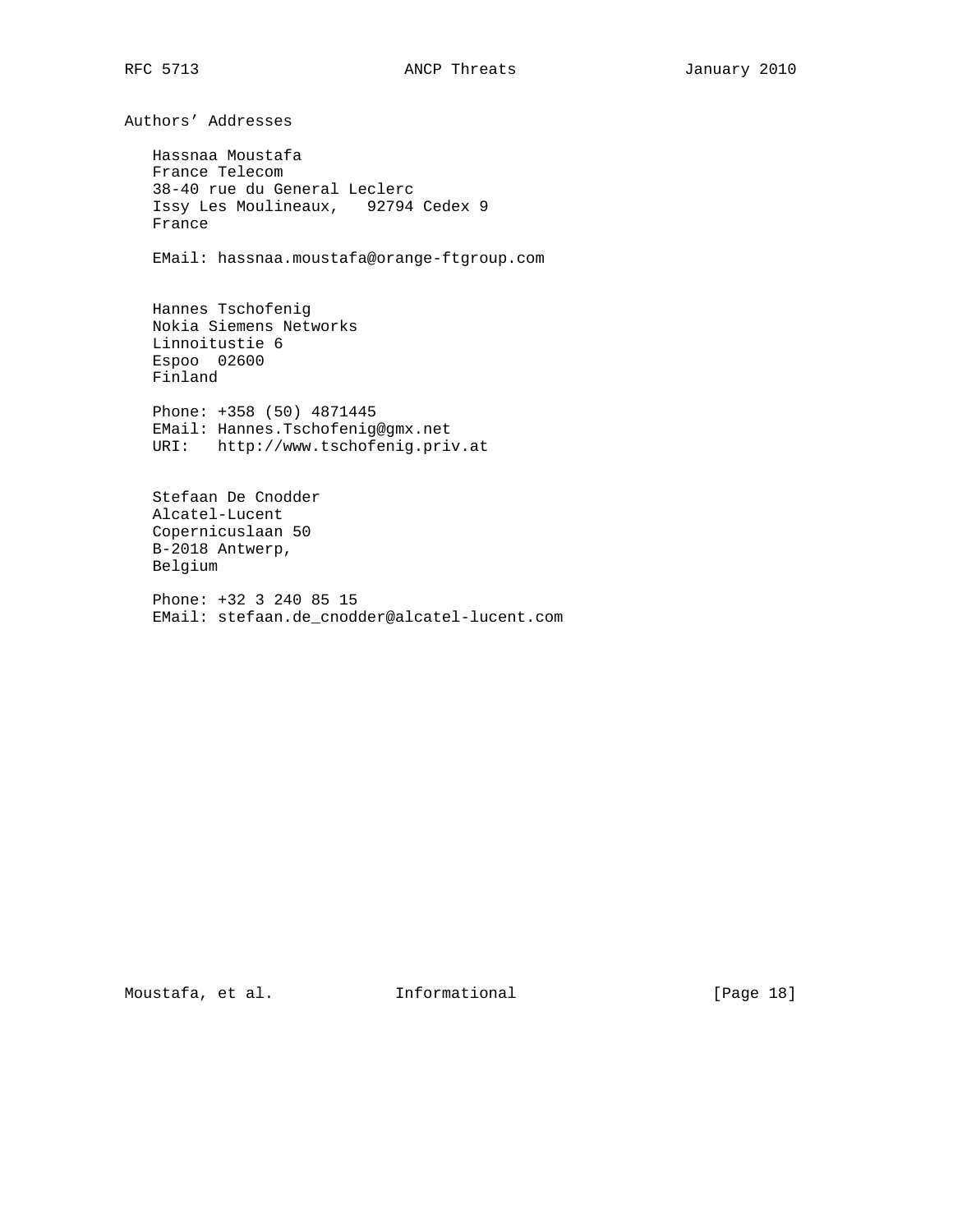## Authors' Addresses

Hassnaa Moustafa
France Telecom
38-40 rue du General Leclerc
Issy Les Moulineaux,   92794 Cedex 9
France

EMail: hassnaa.moustafa@orange-ftgroup.com

Hannes Tschofenig
Nokia Siemens Networks
Linnoitustie 6
Espoo  02600
Finland

Phone: +358 (50) 4871445
EMail: Hannes.Tschofenig@gmx.net
URI:   http://www.tschofenig.priv.at

Stefaan De Cnodder
Alcatel-Lucent
Copernicuslaan 50
B-2018 Antwerp,
Belgium

Phone: +32 3 240 85 15
EMail: stefaan.de_cnodder@alcatel-lucent.com